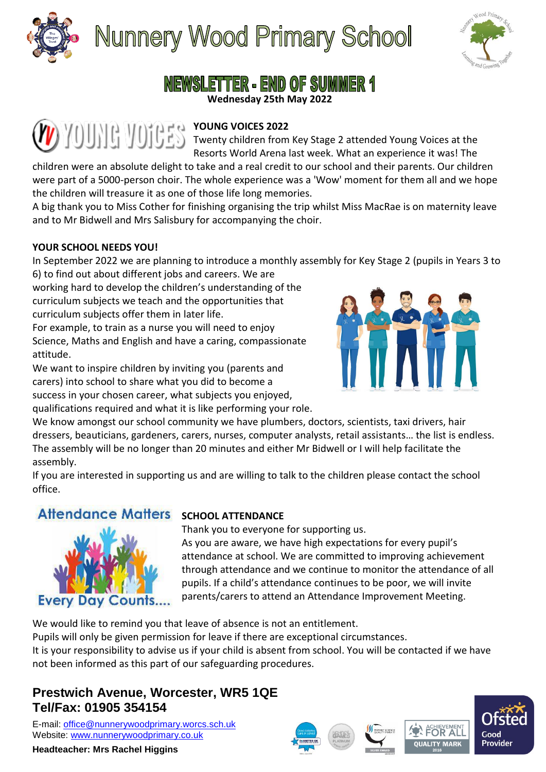# Nunnery Wood Primary School

## NEWSLETTER - END OF SUMMER 1

**Wednesday 25th May 2022**

### YOUNG VOICES 2022

Twenty children from Key Stage 2 attended Young Voices at the Resorts World Arena last week. What an experience it was! The children were an absolute delight to take and a real credit to our school and their parents. Our children were part of a 5000-person choir. The whole experience was a 'Wow' moment for them all and we hope the children will treasure it as one of those life long memories.

A big thank you to Miss Cother for finishing organising the trip whilst Miss MacRae is on maternity leave and to Mr Bidwell and Mrs Salisbury for accompanying the choir.

### YOUR SCHOOL NEEDS YOU!

In September 2022 we are planning to introduce a monthly assembly for Key Stage 2 (pupils in Years 3 to 6) to find out about different jobs and careers. We are working hard to develop the children's understanding of the curriculum subjects we teach and the opportunities that curriculum subjects offer them in later life.

For example, to train as a nurse you will need to enjoy Science, Maths and English and have a caring, compassionate attitude.

We want to inspire children by inviting you (parents and carers) into school to share what you did to become a success in your chosen career, what subjects you enjoyed, qualifications required and what it is like performing your role.

We know amongst our school community we have plumbers, doctors, scientists, taxi drivers, hair dressers, beauticians, gardeners, carers, nurses, computer analysts, retail assistants… the list is endless. The assembly will be no longer than 20 minutes and either Mr Bidwell or I will help facilitate the assembly.

If you are interested in supporting us and are willing to talk to the children please contact the school office.

### SCHOOL ATTENDANCE

Attendance Matters – Every Day Counts....

Thank you to everyone for supporting us.

As you are aware, we have high expectations for every pupil's attendance at school. We are committed to improving achievement through attendance and we continue to monitor the attendance of all pupils. If a child's attendance continues to be poor, we will invite parents/carers to attend an Attendance Improvement Meeting.

We would like to remind you that leave of absence is not an entitlement.

Pupils will only be given permission for leave if there are exceptional circumstances.

It is your responsibility to advise us if your child is absent from school. You will be contacted if we have not been informed as this part of our safeguarding procedures.

**Prestwich Avenue, Worcester, WR5 1QE**
**Tel/Fax: 01905 354154**

E-mail: office@nunnerywoodprimary.worcs.sch.uk
Website: www.nunnerywoodprimary.co.uk

**Headteacher: Mrs Rachel Higgins**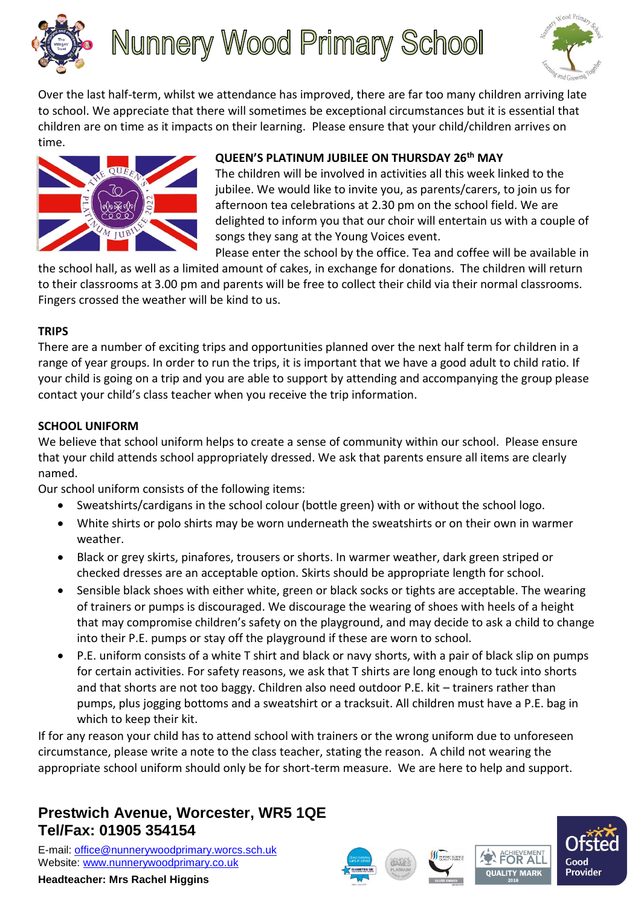# Nunnery Wood Primary School

Over the last half-term, whilst we attendance has improved, there are far too many children arriving late to school. We appreciate that there will sometimes be exceptional circumstances but it is essential that children are on time as it impacts on their learning. Please ensure that your child/children arrives on time.

**QUEEN'S PLATINUM JUBILEE ON THURSDAY 26th MAY**

The children will be involved in activities all this week linked to the jubilee. We would like to invite you, as parents/carers, to join us for afternoon tea celebrations at 2.30 pm on the school field. We are delighted to inform you that our choir will entertain us with a couple of songs they sang at the Young Voices event.

Please enter the school by the office. Tea and coffee will be available in the school hall, as well as a limited amount of cakes, in exchange for donations. The children will return to their classrooms at 3.00 pm and parents will be free to collect their child via their normal classrooms. Fingers crossed the weather will be kind to us.

**TRIPS**

There are a number of exciting trips and opportunities planned over the next half term for children in a range of year groups. In order to run the trips, it is important that we have a good adult to child ratio. If your child is going on a trip and you are able to support by attending and accompanying the group please contact your child's class teacher when you receive the trip information.

**SCHOOL UNIFORM**

We believe that school uniform helps to create a sense of community within our school. Please ensure that your child attends school appropriately dressed. We ask that parents ensure all items are clearly named.

Our school uniform consists of the following items:

- Sweatshirts/cardigans in the school colour (bottle green) with or without the school logo.
- White shirts or polo shirts may be worn underneath the sweatshirts or on their own in warmer weather.
- Black or grey skirts, pinafores, trousers or shorts. In warmer weather, dark green striped or checked dresses are an acceptable option. Skirts should be appropriate length for school.
- Sensible black shoes with either white, green or black socks or tights are acceptable. The wearing of trainers or pumps is discouraged. We discourage the wearing of shoes with heels of a height that may compromise children's safety on the playground, and may decide to ask a child to change into their P.E. pumps or stay off the playground if these are worn to school.
- P.E. uniform consists of a white T shirt and black or navy shorts, with a pair of black slip on pumps for certain activities. For safety reasons, we ask that T shirts are long enough to tuck into shorts and that shorts are not too baggy. Children also need outdoor P.E. kit – trainers rather than pumps, plus jogging bottoms and a sweatshirt or a tracksuit. All children must have a P.E. bag in which to keep their kit.

If for any reason your child has to attend school with trainers or the wrong uniform due to unforeseen circumstance, please write a note to the class teacher, stating the reason. A child not wearing the appropriate school uniform should only be for short-term measure. We are here to help and support.

**Prestwich Avenue, Worcester, WR5 1QE**
**Tel/Fax: 01905 354154**

E-mail: office@nunnerywoodprimary.worcs.sch.uk
Website: www.nunnerywoodprimary.co.uk

**Headteacher: Mrs Rachel Higgins**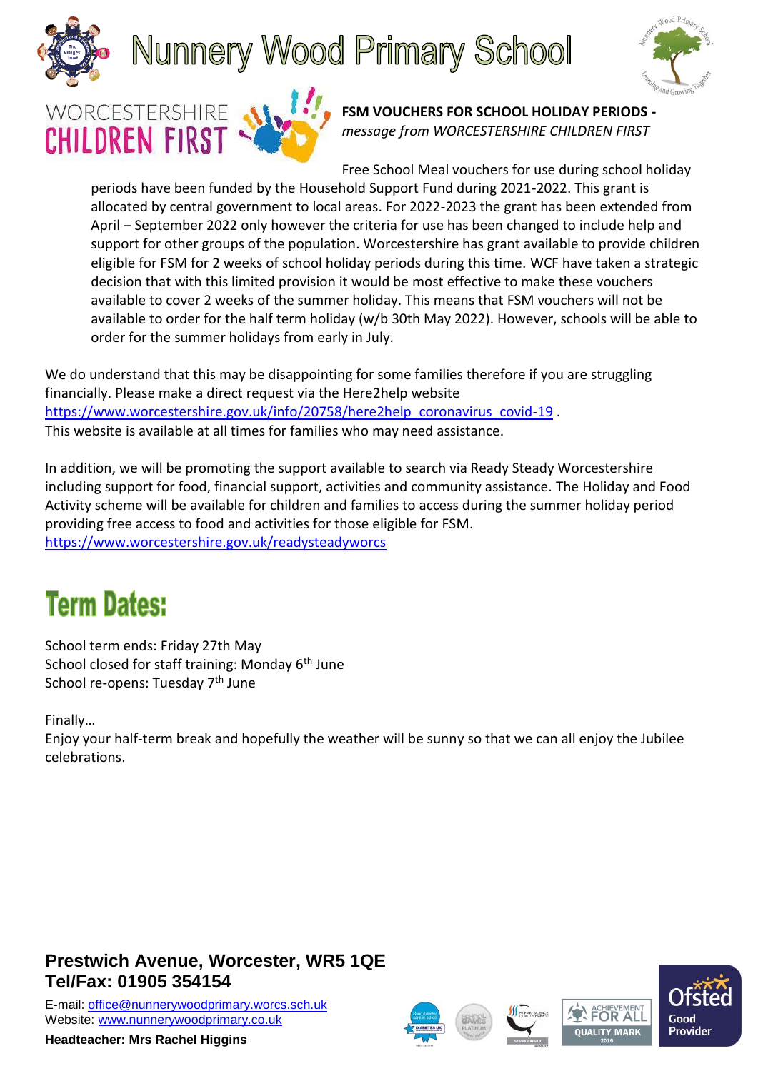# Nunnery Wood Primary School

WORCESTERSHIRE CHILDREN FIRST

**FSM VOUCHERS FOR SCHOOL HOLIDAY PERIODS -** *message from WORCESTERSHIRE CHILDREN FIRST*

Free School Meal vouchers for use during school holiday periods have been funded by the Household Support Fund during 2021-2022. This grant is allocated by central government to local areas. For 2022-2023 the grant has been extended from April – September 2022 only however the criteria for use has been changed to include help and support for other groups of the population. Worcestershire has grant available to provide children eligible for FSM for 2 weeks of school holiday periods during this time. WCF have taken a strategic decision that with this limited provision it would be most effective to make these vouchers available to cover 2 weeks of the summer holiday. This means that FSM vouchers will not be available to order for the half term holiday (w/b 30th May 2022). However, schools will be able to order for the summer holidays from early in July.

We do understand that this may be disappointing for some families therefore if you are struggling financially. Please make a direct request via the Here2help website https://www.worcestershire.gov.uk/info/20758/here2help_coronavirus_covid-19 .
This website is available at all times for families who may need assistance.

In addition, we will be promoting the support available to search via Ready Steady Worcestershire including support for food, financial support, activities and community assistance. The Holiday and Food Activity scheme will be available for children and families to access during the summer holiday period providing free access to food and activities for those eligible for FSM.
https://www.worcestershire.gov.uk/readysteadyworcs

## Term Dates:

School term ends: Friday 27th May
School closed for staff training: Monday 6th June
School re-opens: Tuesday 7th June

Finally…
Enjoy your half-term break and hopefully the weather will be sunny so that we can all enjoy the Jubilee celebrations.

**Prestwich Avenue, Worcester, WR5 1QE**
**Tel/Fax: 01905 354154**

E-mail: office@nunnerywoodprimary.worcs.sch.uk
Website: www.nunnerywoodprimary.co.uk

**Headteacher: Mrs Rachel Higgins**

Ofsted Good Provider